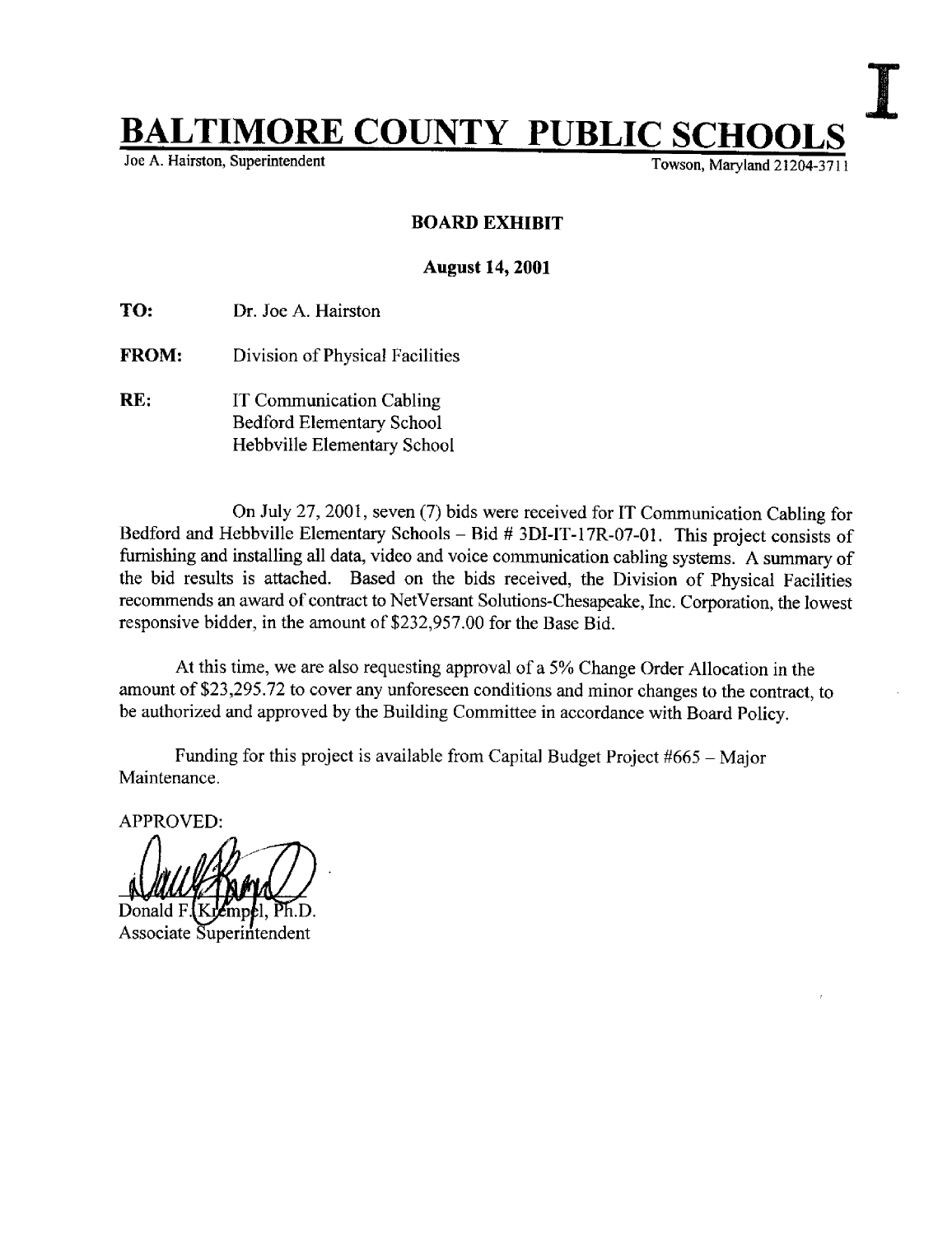I

# BALTIMORE COUNTY PUBLIC SCHOOLS

Joe A. Hairston, Superintendent

Towson, Maryland 21204-3711

**BOARD EXHIBIT**

**August 14, 2001**

**TO:** Dr. Joe A. Hairston

**FROM:** Division of Physical Facilities

**RE:** IT Communication Cabling
Bedford Elementary School
Hebbville Elementary School

On July 27, 2001, seven (7) bids were received for IT Communication Cabling for Bedford and Hebbville Elementary Schools – Bid # 3DI-IT-17R-07-01. This project consists of furnishing and installing all data, video and voice communication cabling systems. A summary of the bid results is attached. Based on the bids received, the Division of Physical Facilities recommends an award of contract to NetVersant Solutions-Chesapeake, Inc. Corporation, the lowest responsive bidder, in the amount of $232,957.00 for the Base Bid.

At this time, we are also requesting approval of a 5% Change Order Allocation in the amount of $23,295.72 to cover any unforeseen conditions and minor changes to the contract, to be authorized and approved by the Building Committee in accordance with Board Policy.

Funding for this project is available from Capital Budget Project #665 – Major Maintenance.

APPROVED:

Donald F. Krempel, Ph.D.
Associate Superintendent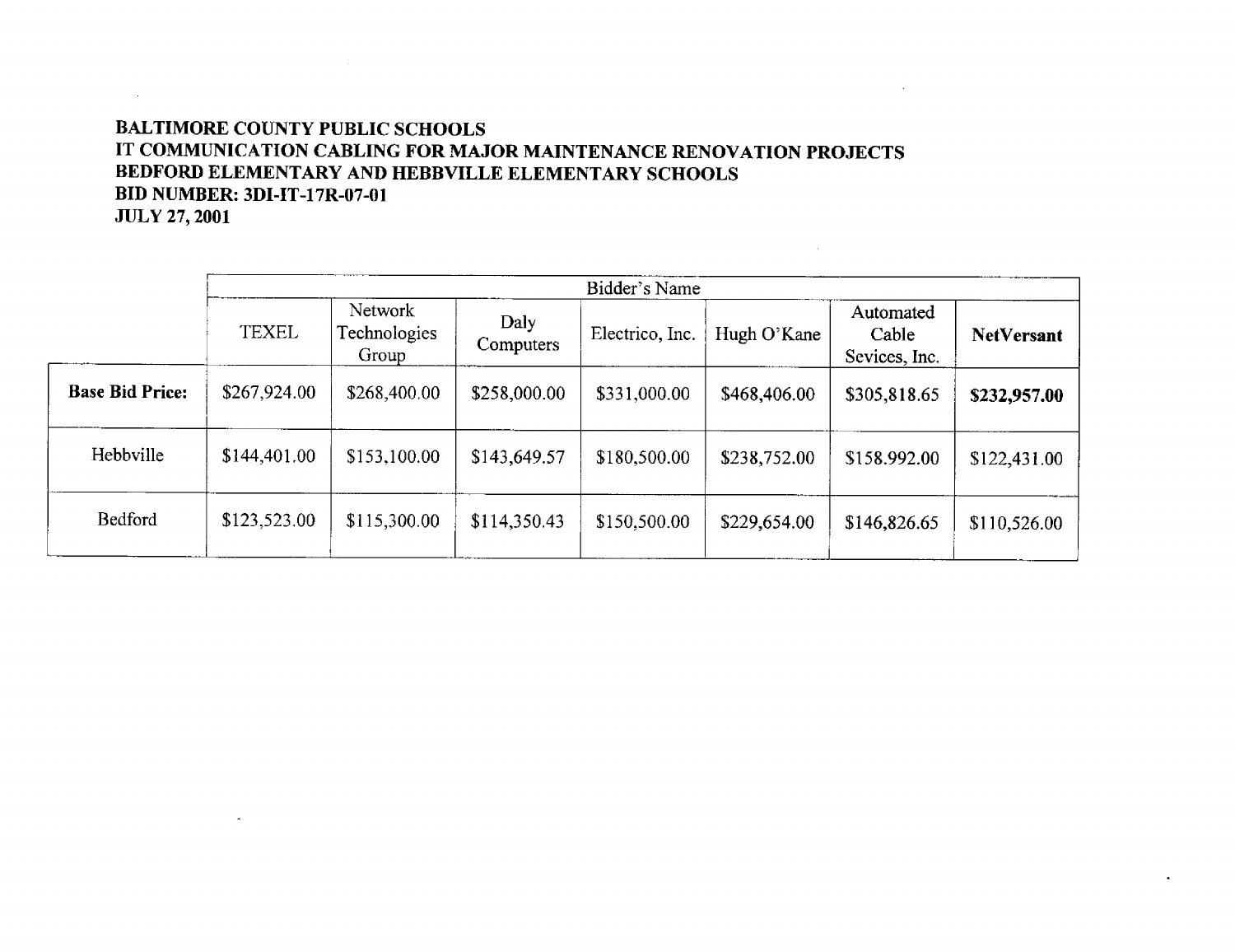**BALTIMORE COUNTY PUBLIC SCHOOLS**
**IT COMMUNICATION CABLING FOR MAJOR MAINTENANCE RENOVATION PROJECTS**
**BEDFORD ELEMENTARY AND HEBBVILLE ELEMENTARY SCHOOLS**
**BID NUMBER: 3DI-IT-17R-07-01**
**JULY 27, 2001**

| | Bidder's Name | | | | | | |
|---|---|---|---|---|---|---|---|
| | TEXEL | Network Technologies Group | Daly Computers | Electrico, Inc. | Hugh O'Kane | Automated Cable Sevices, Inc. | **NetVersant** |
| **Base Bid Price:** | $267,924.00 | $268,400.00 | $258,000.00 | $331,000.00 | $468,406.00 | $305,818.65 | **$232,957.00** |
| Hebbville | $144,401.00 | $153,100.00 | $143,649.57 | $180,500.00 | $238,752.00 | $158.992.00 | $122,431.00 |
| Bedford | $123,523.00 | $115,300.00 | $114,350.43 | $150,500.00 | $229,654.00 | $146,826.65 | $110,526.00 |